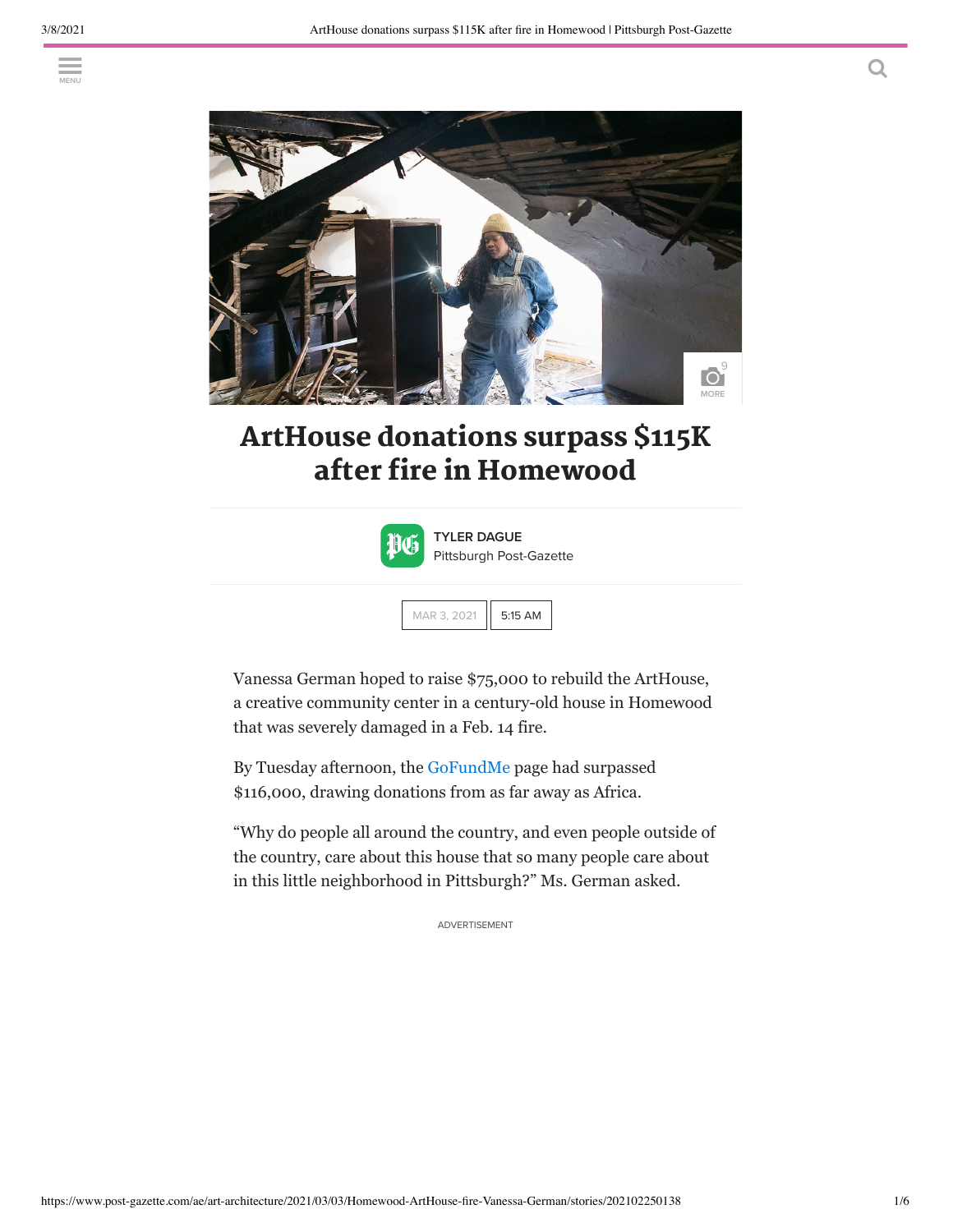# ArtHouse donations surpass $115K after fire in Homewood

**TYLER DAGUE**
Pittsburgh Post-Gazette

MAR 3, 2021 5:15 AM

Vanessa German hoped to raise $75,000 to rebuild the ArtHouse, a creative community center in a century-old house in Homewood that was severely damaged in a Feb. 14 fire.

By Tuesday afternoon, the GoFundMe page had surpassed $116,000, drawing donations from as far away as Africa.

"Why do people all around the country, and even people outside of the country, care about this house that so many people care about in this little neighborhood in Pittsburgh?" Ms. German asked.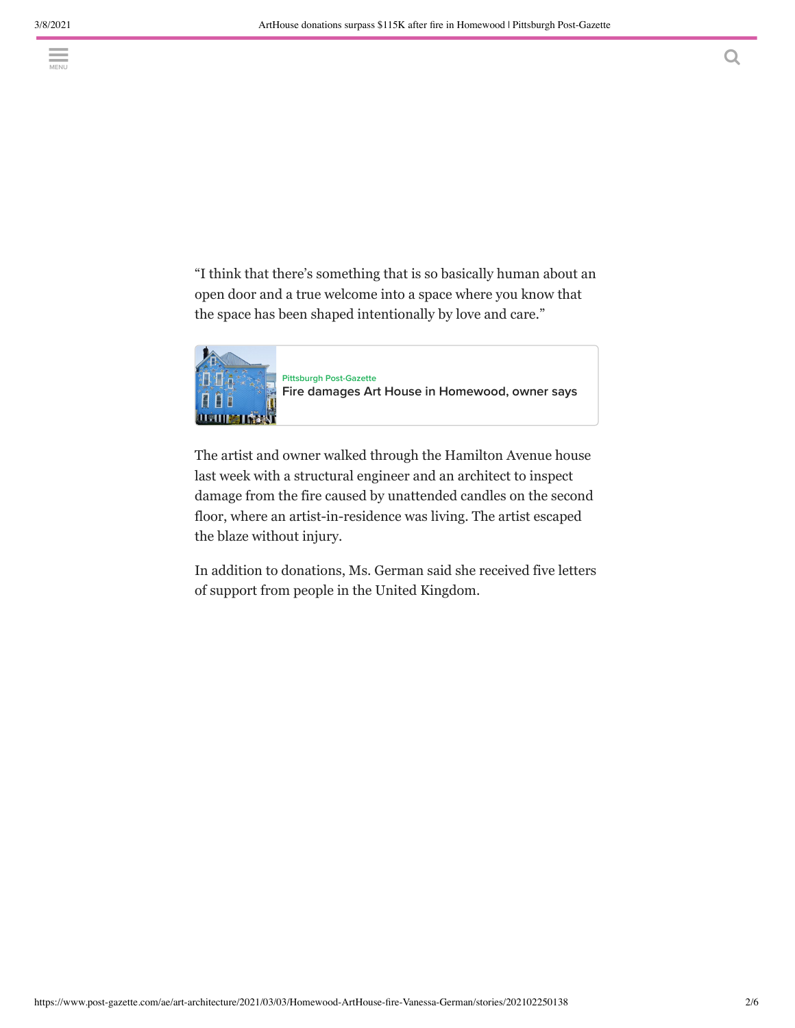"I think that there's something that is so basically human about an open door and a true welcome into a space where you know that the space has been shaped intentionally by love and care."

Pittsburgh Post-Gazette
Fire damages Art House in Homewood, owner says

The artist and owner walked through the Hamilton Avenue house last week with a structural engineer and an architect to inspect damage from the fire caused by unattended candles on the second floor, where an artist-in-residence was living. The artist escaped the blaze without injury.

In addition to donations, Ms. German said she received five letters of support from people in the United Kingdom.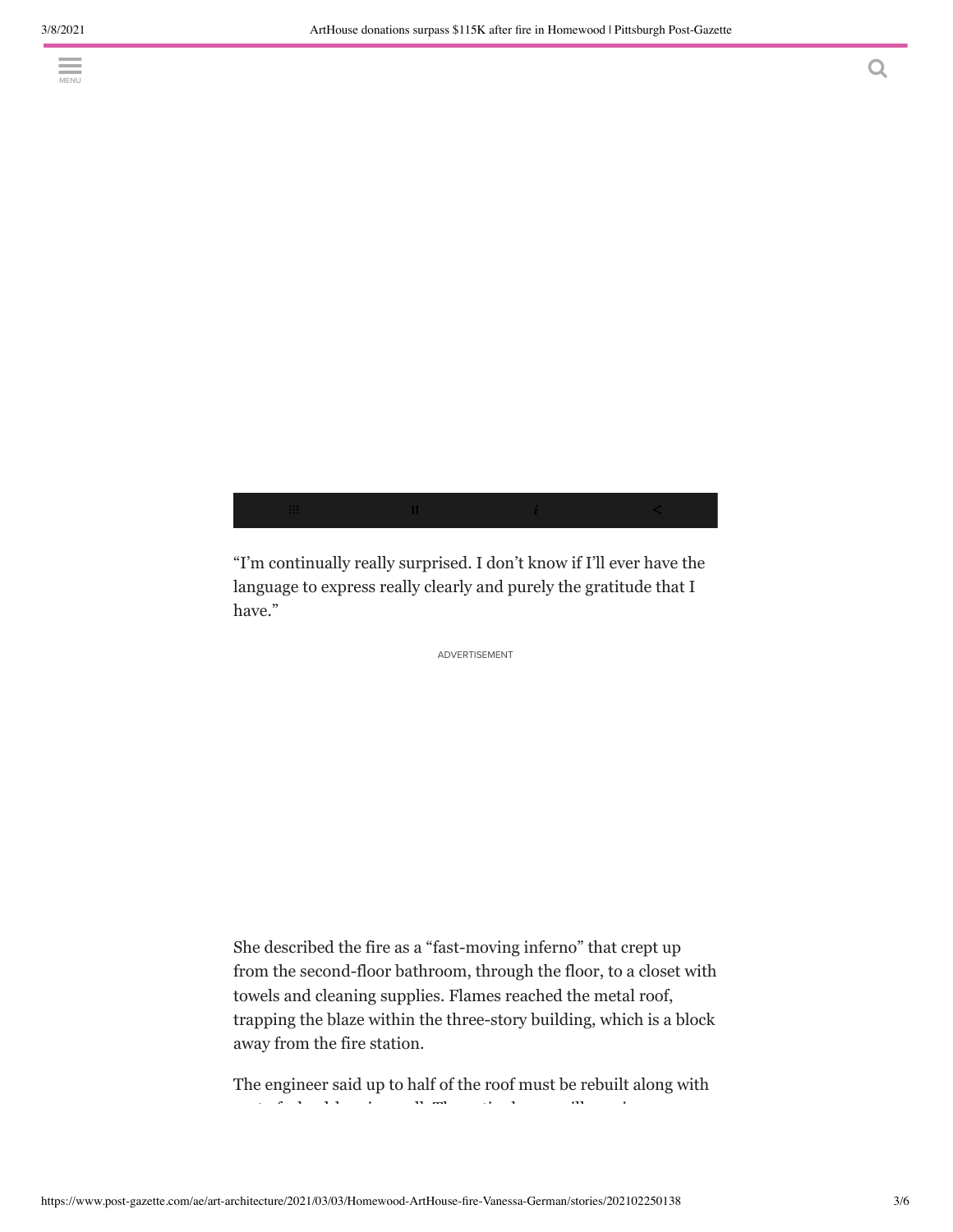“I’m continually really surprised. I don’t know if I’ll ever have the language to express really clearly and purely the gratitude that I have.”

She described the fire as a “fast-moving inferno” that crept up from the second-floor bathroom, through the floor, to a closet with towels and cleaning supplies. Flames reached the metal roof, trapping the blaze within the three-story building, which is a block away from the fire station.

The engineer said up to half of the roof must be rebuilt along with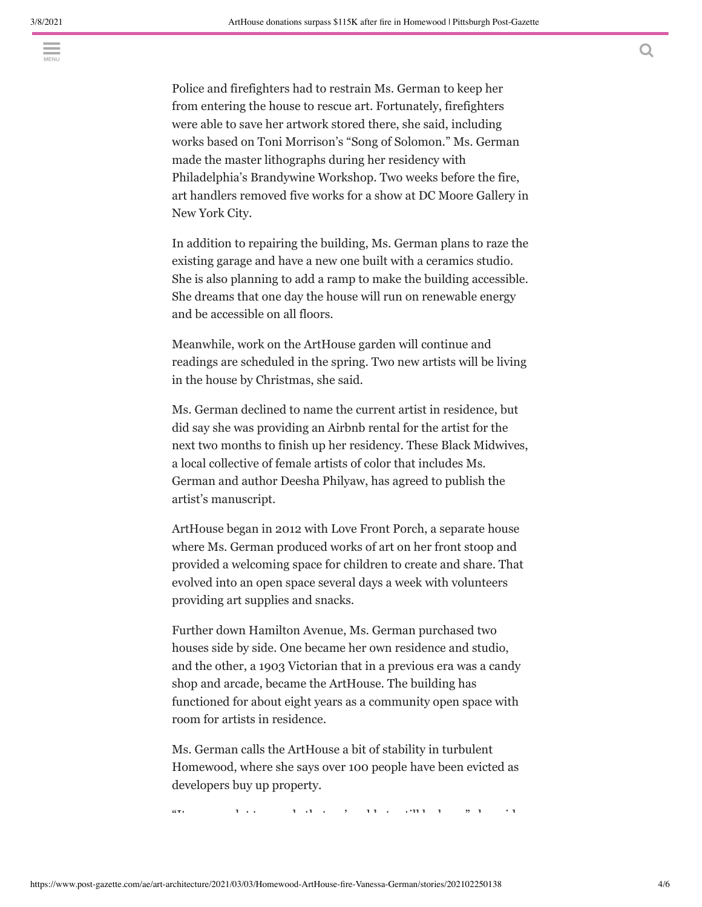Police and firefighters had to restrain Ms. German to keep her from entering the house to rescue art. Fortunately, firefighters were able to save her artwork stored there, she said, including works based on Toni Morrison's "Song of Solomon." Ms. German made the master lithographs during her residency with Philadelphia's Brandywine Workshop. Two weeks before the fire, art handlers removed five works for a show at DC Moore Gallery in New York City.

In addition to repairing the building, Ms. German plans to raze the existing garage and have a new one built with a ceramics studio. She is also planning to add a ramp to make the building accessible. She dreams that one day the house will run on renewable energy and be accessible on all floors.

Meanwhile, work on the ArtHouse garden will continue and readings are scheduled in the spring. Two new artists will be living in the house by Christmas, she said.

Ms. German declined to name the current artist in residence, but did say she was providing an Airbnb rental for the artist for the next two months to finish up her residency. These Black Midwives, a local collective of female artists of color that includes Ms. German and author Deesha Philyaw, has agreed to publish the artist's manuscript.

ArtHouse began in 2012 with Love Front Porch, a separate house where Ms. German produced works of art on her front stoop and provided a welcoming space for children to create and share. That evolved into an open space several days a week with volunteers providing art supplies and snacks.

Further down Hamilton Avenue, Ms. German purchased two houses side by side. One became her own residence and studio, and the other, a 1903 Victorian that in a previous era was a candy shop and arcade, became the ArtHouse. The building has functioned for about eight years as a community open space with room for artists in residence.

Ms. German calls the ArtHouse a bit of stability in turbulent Homewood, where she says over 100 people have been evicted as developers buy up property.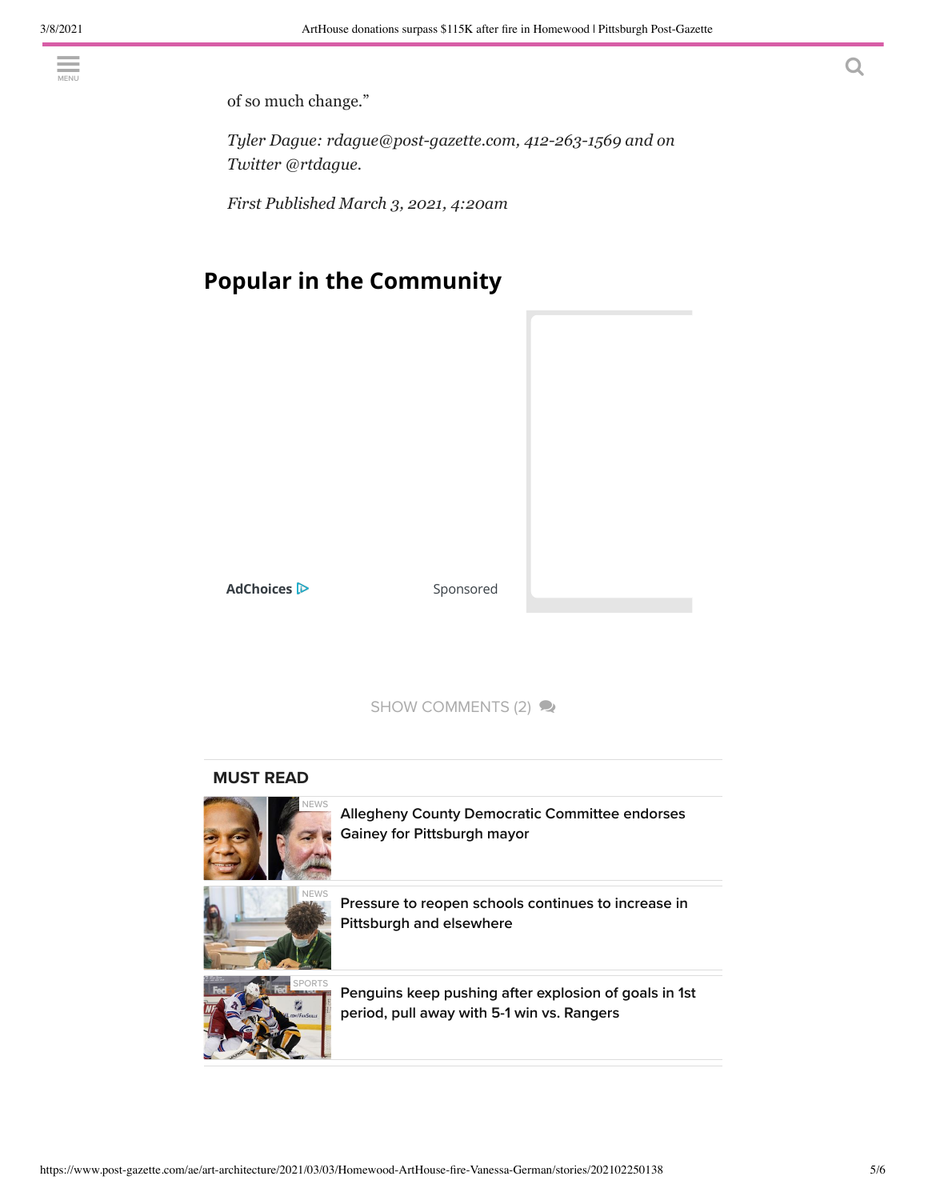of so much change."

*Tyler Dague: rdague@post-gazette.com, 412-263-1569 and on Twitter @rtdague.*

*First Published March 3, 2021, 4:20am*

## Popular in the Community

AdChoices Sponsored

SHOW COMMENTS (2)

### MUST READ

NEWS

Allegheny County Democratic Committee endorses Gainey for Pittsburgh mayor

NEWS

Pressure to reopen schools continues to increase in Pittsburgh and elsewhere

SPORTS

Penguins keep pushing after explosion of goals in 1st period, pull away with 5-1 win vs. Rangers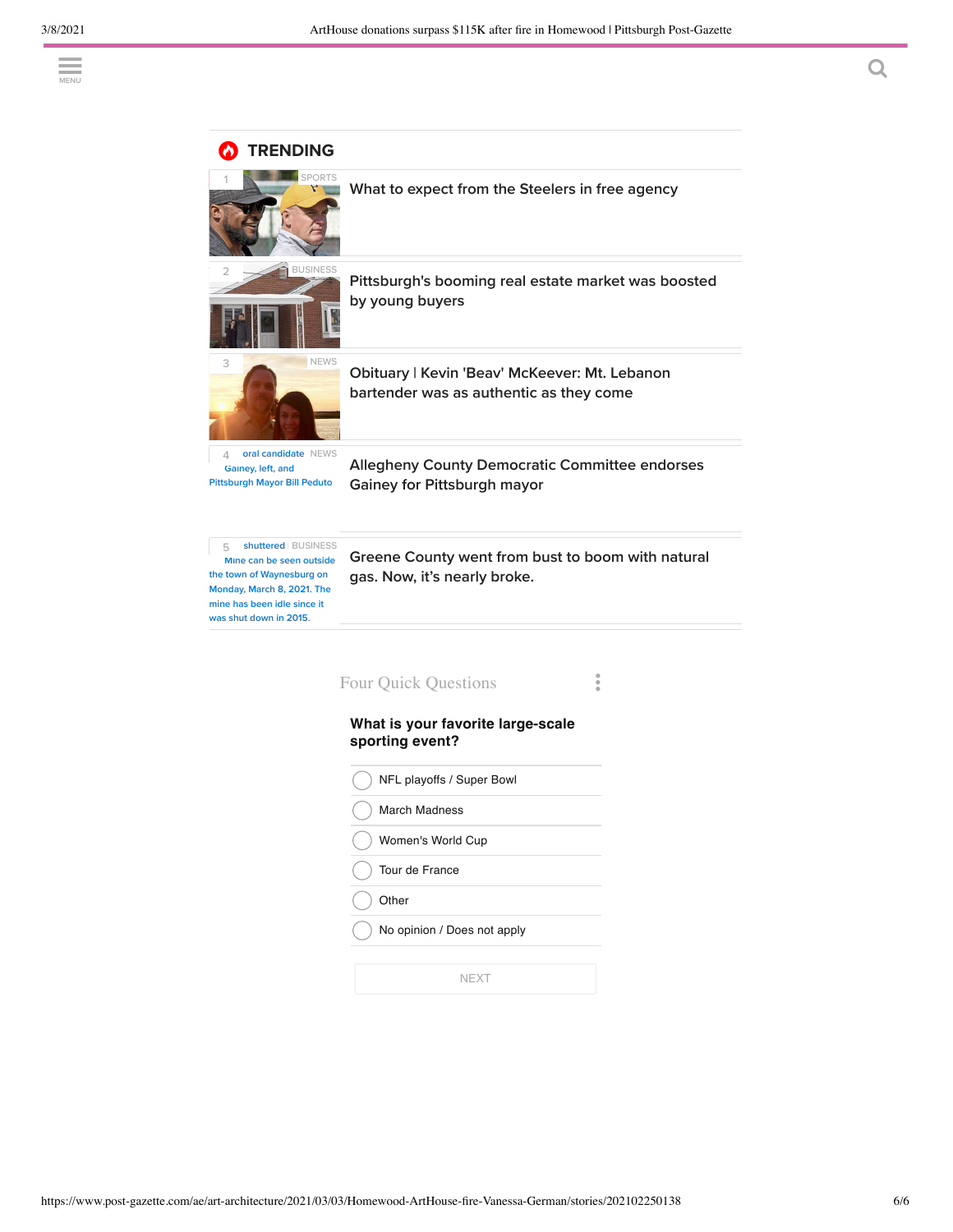MENU

## TRENDING

1 SPORTS

What to expect from the Steelers in free agency

2 BUSINESS

Pittsburgh's booming real estate market was boosted by young buyers

3 NEWS

Obituary | Kevin 'Beav' McKeever: Mt. Lebanon bartender was as authentic as they come

4 NEWS

oral candidate Gainey, left, and Pittsburgh Mayor Bill Peduto

Allegheny County Democratic Committee endorses Gainey for Pittsburgh mayor

5 BUSINESS

shuttered Mine can be seen outside the town of Waynesburg on Monday, March 8, 2021. The mine has been idle since it was shut down in 2015.

Greene County went from bust to boom with natural gas. Now, it's nearly broke.

Four Quick Questions

**What is your favorite large-scale sporting event?**

- NFL playoffs / Super Bowl
- March Madness
- Women's World Cup
- Tour de France
- Other
- No opinion / Does not apply

NEXT